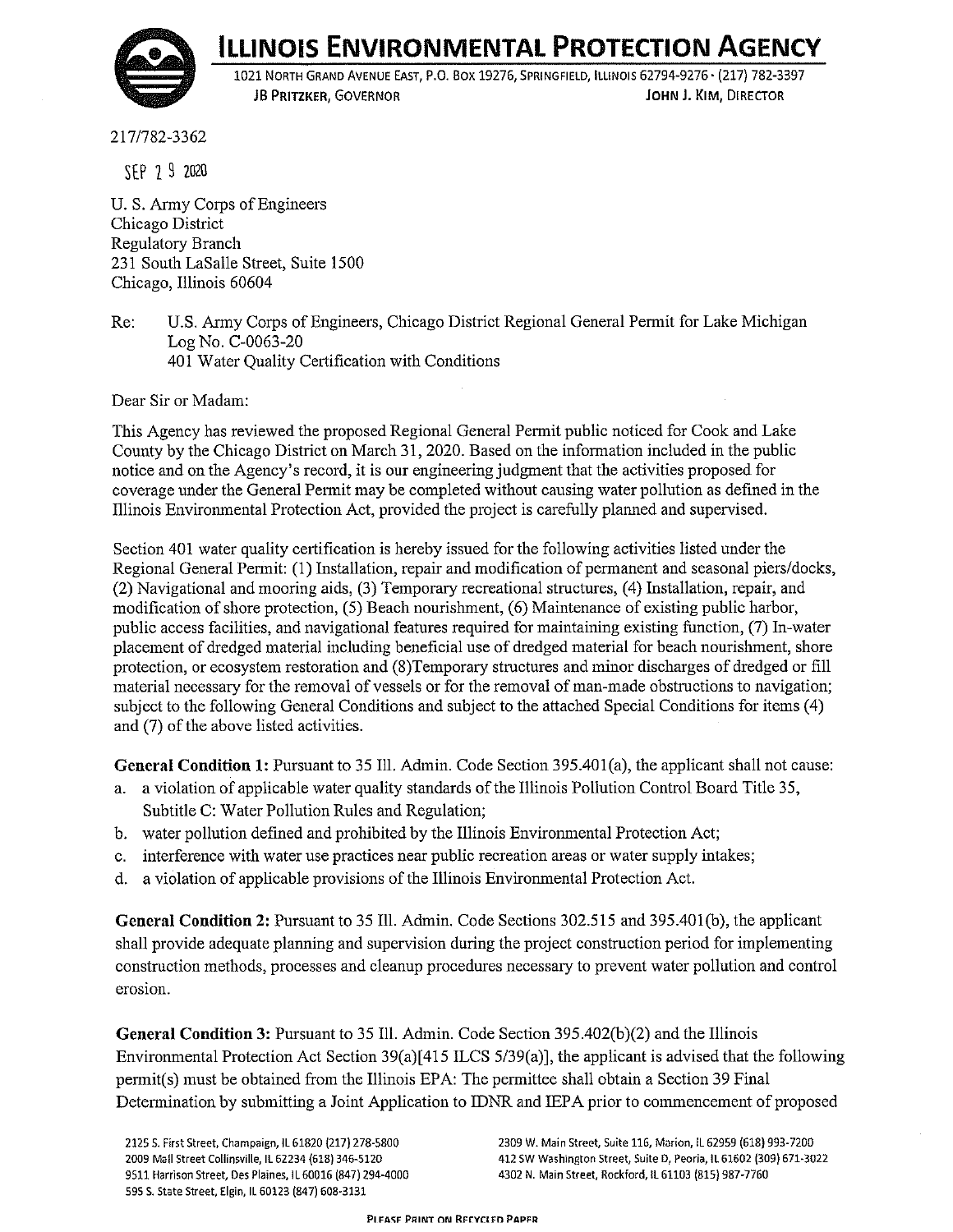# ILLINOIS ENVIRONMENTAL PROTECTION AGENCY

1021 North Grand Avenue East, P.O. Box 19276, Springfield, Illinois 62794-9276 · (217) 782-3397
JB Pritzker, Governor — John J. Kim, Director

217/782-3362

SEP 29 2020

U. S. Army Corps of Engineers
Chicago District
Regulatory Branch
231 South LaSalle Street, Suite 1500
Chicago, Illinois 60604

Re: U.S. Army Corps of Engineers, Chicago District Regional General Permit for Lake Michigan
Log No. C-0063-20
401 Water Quality Certification with Conditions

Dear Sir or Madam:

This Agency has reviewed the proposed Regional General Permit public noticed for Cook and Lake County by the Chicago District on March 31, 2020. Based on the information included in the public notice and on the Agency's record, it is our engineering judgment that the activities proposed for coverage under the General Permit may be completed without causing water pollution as defined in the Illinois Environmental Protection Act, provided the project is carefully planned and supervised.

Section 401 water quality certification is hereby issued for the following activities listed under the Regional General Permit: (1) Installation, repair and modification of permanent and seasonal piers/docks, (2) Navigational and mooring aids, (3) Temporary recreational structures, (4) Installation, repair, and modification of shore protection, (5) Beach nourishment, (6) Maintenance of existing public harbor, public access facilities, and navigational features required for maintaining existing function, (7) In-water placement of dredged material including beneficial use of dredged material for beach nourishment, shore protection, or ecosystem restoration and (8)Temporary structures and minor discharges of dredged or fill material necessary for the removal of vessels or for the removal of man-made obstructions to navigation; subject to the following General Conditions and subject to the attached Special Conditions for items (4) and (7) of the above listed activities.

**General Condition 1:** Pursuant to 35 Ill. Admin. Code Section 395.401(a), the applicant shall not cause:

a. a violation of applicable water quality standards of the Illinois Pollution Control Board Title 35, Subtitle C: Water Pollution Rules and Regulation;
b. water pollution defined and prohibited by the Illinois Environmental Protection Act;
c. interference with water use practices near public recreation areas or water supply intakes;
d. a violation of applicable provisions of the Illinois Environmental Protection Act.

**General Condition 2:** Pursuant to 35 Ill. Admin. Code Sections 302.515 and 395.401(b), the applicant shall provide adequate planning and supervision during the project construction period for implementing construction methods, processes and cleanup procedures necessary to prevent water pollution and control erosion.

**General Condition 3:** Pursuant to 35 Ill. Admin. Code Section 395.402(b)(2) and the Illinois Environmental Protection Act Section 39(a)[415 ILCS 5/39(a)], the applicant is advised that the following permit(s) must be obtained from the Illinois EPA: The permittee shall obtain a Section 39 Final Determination by submitting a Joint Application to IDNR and IEPA prior to commencement of proposed

2125 S. First Street, Champaign, IL 61820 (217) 278-5800
2009 Mall Street Collinsville, IL 62234 (618) 346-5120
9511 Harrison Street, Des Plaines, IL 60016 (847) 294-4000
595 S. State Street, Elgin, IL 60123 (847) 608-3131
2309 W. Main Street, Suite 116, Marion, IL 62959 (618) 993-7200
412 SW Washington Street, Suite D, Peoria, IL 61602 (309) 671-3022
4302 N. Main Street, Rockford, IL 61103 (815) 987-7760

PLEASE PRINT ON RECYCLED PAPER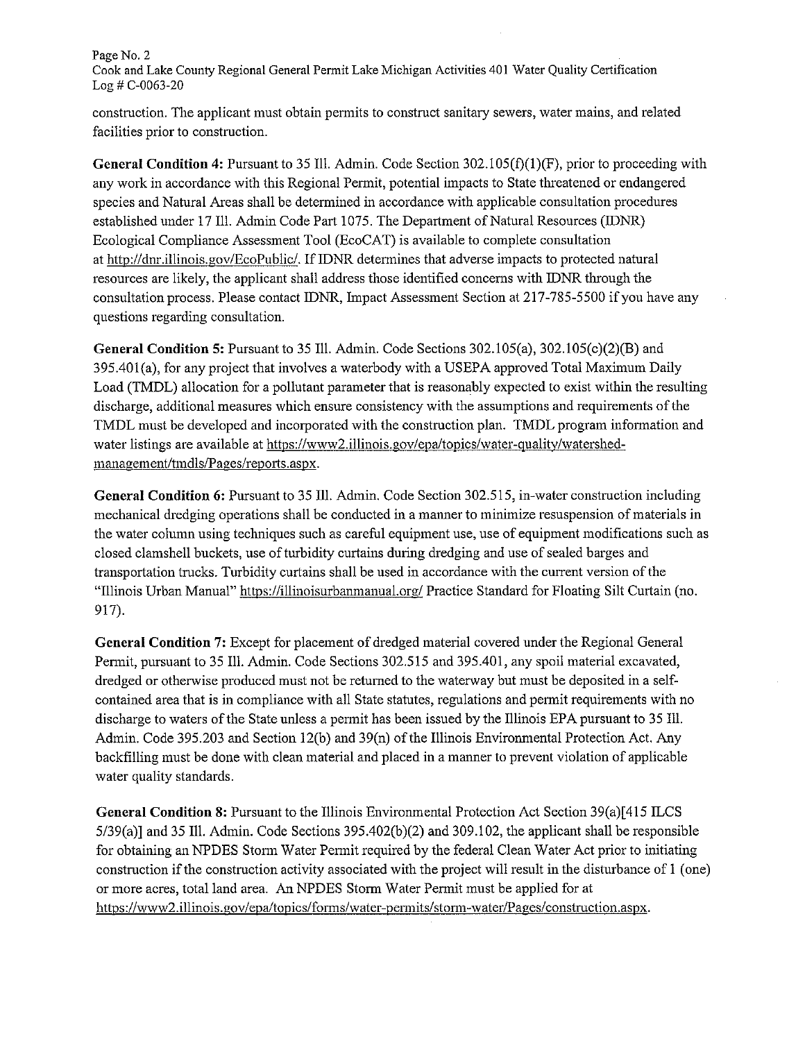construction. The applicant must obtain permits to construct sanitary sewers, water mains, and related facilities prior to construction.

**General Condition 4:** Pursuant to 35 Ill. Admin. Code Section 302.105(f)(1)(F), prior to proceeding with any work in accordance with this Regional Permit, potential impacts to State threatened or endangered species and Natural Areas shall be determined in accordance with applicable consultation procedures established under 17 Ill. Admin Code Part 1075. The Department of Natural Resources (IDNR) Ecological Compliance Assessment Tool (EcoCAT) is available to complete consultation at http://dnr.illinois.gov/EcoPublic/. If IDNR determines that adverse impacts to protected natural resources are likely, the applicant shall address those identified concerns with IDNR through the consultation process. Please contact IDNR, Impact Assessment Section at 217-785-5500 if you have any questions regarding consultation.

**General Condition 5:** Pursuant to 35 Ill. Admin. Code Sections 302.105(a), 302.105(c)(2)(B) and 395.401(a), for any project that involves a waterbody with a USEPA approved Total Maximum Daily Load (TMDL) allocation for a pollutant parameter that is reasonably expected to exist within the resulting discharge, additional measures which ensure consistency with the assumptions and requirements of the TMDL must be developed and incorporated with the construction plan. TMDL program information and water listings are available at https://www2.illinois.gov/epa/topics/water-quality/watershed-management/tmdls/Pages/reports.aspx.

**General Condition 6:** Pursuant to 35 Ill. Admin. Code Section 302.515, in-water construction including mechanical dredging operations shall be conducted in a manner to minimize resuspension of materials in the water column using techniques such as careful equipment use, use of equipment modifications such as closed clamshell buckets, use of turbidity curtains during dredging and use of sealed barges and transportation trucks. Turbidity curtains shall be used in accordance with the current version of the "Illinois Urban Manual" https://illinoisurbanmanual.org/ Practice Standard for Floating Silt Curtain (no. 917).

**General Condition 7:** Except for placement of dredged material covered under the Regional General Permit, pursuant to 35 Ill. Admin. Code Sections 302.515 and 395.401, any spoil material excavated, dredged or otherwise produced must not be returned to the waterway but must be deposited in a self-contained area that is in compliance with all State statutes, regulations and permit requirements with no discharge to waters of the State unless a permit has been issued by the Illinois EPA pursuant to 35 Ill. Admin. Code 395.203 and Section 12(b) and 39(n) of the Illinois Environmental Protection Act. Any backfilling must be done with clean material and placed in a manner to prevent violation of applicable water quality standards.

**General Condition 8:** Pursuant to the Illinois Environmental Protection Act Section 39(a)[415 ILCS 5/39(a)] and 35 Ill. Admin. Code Sections 395.402(b)(2) and 309.102, the applicant shall be responsible for obtaining an NPDES Storm Water Permit required by the federal Clean Water Act prior to initiating construction if the construction activity associated with the project will result in the disturbance of 1 (one) or more acres, total land area. An NPDES Storm Water Permit must be applied for at https://www2.illinois.gov/epa/topics/forms/water-permits/storm-water/Pages/construction.aspx.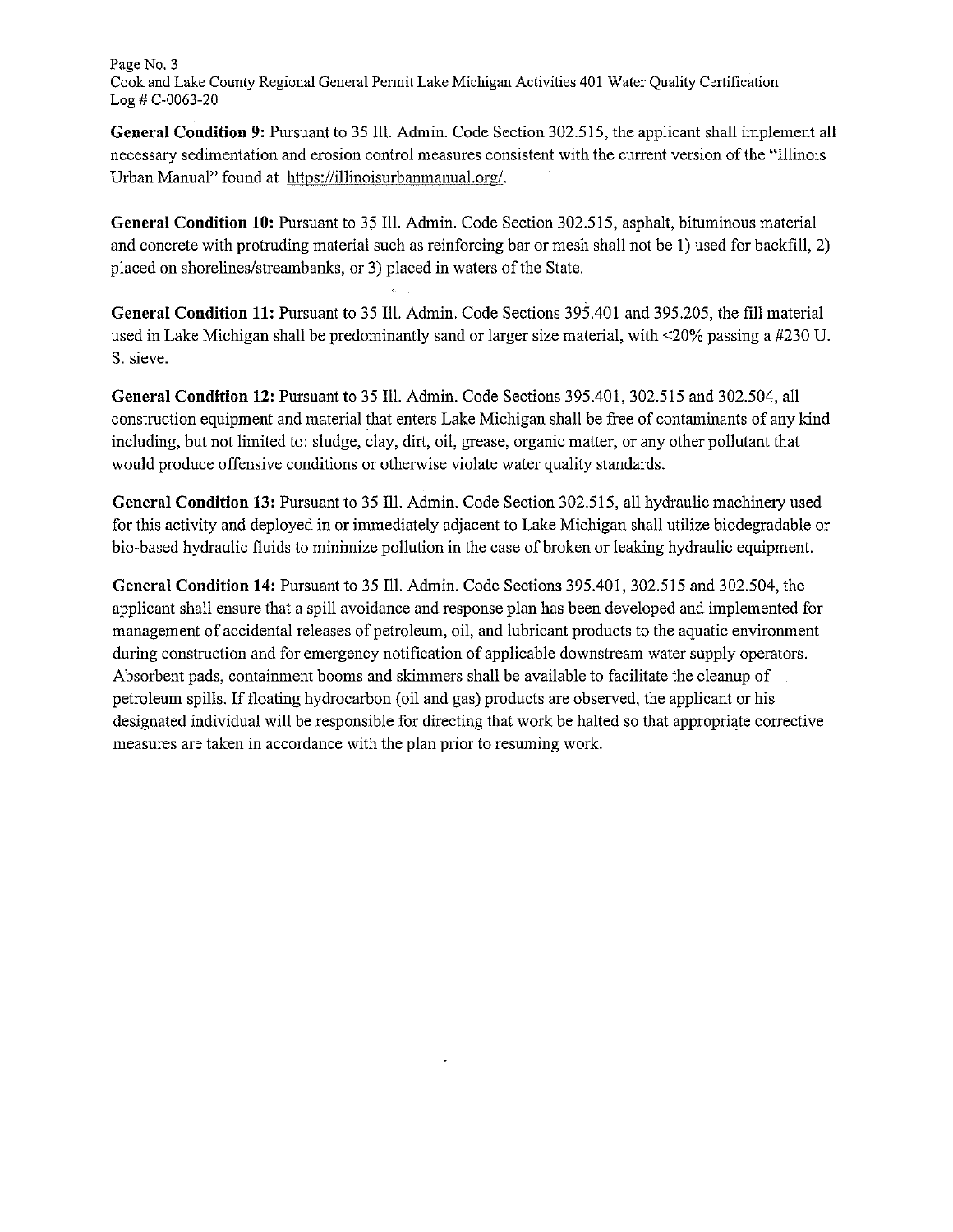**General Condition 9:** Pursuant to 35 Ill. Admin. Code Section 302.515, the applicant shall implement all necessary sedimentation and erosion control measures consistent with the current version of the "Illinois Urban Manual" found at https://illinoisurbanmanual.org/.

**General Condition 10:** Pursuant to 35 Ill. Admin. Code Section 302.515, asphalt, bituminous material and concrete with protruding material such as reinforcing bar or mesh shall not be 1) used for backfill, 2) placed on shorelines/streambanks, or 3) placed in waters of the State.

**General Condition 11:** Pursuant to 35 Ill. Admin. Code Sections 395.401 and 395.205, the fill material used in Lake Michigan shall be predominantly sand or larger size material, with <20% passing a #230 U. S. sieve.

**General Condition 12:** Pursuant to 35 Ill. Admin. Code Sections 395.401, 302.515 and 302.504, all construction equipment and material that enters Lake Michigan shall be free of contaminants of any kind including, but not limited to: sludge, clay, dirt, oil, grease, organic matter, or any other pollutant that would produce offensive conditions or otherwise violate water quality standards.

**General Condition 13:** Pursuant to 35 Ill. Admin. Code Section 302.515, all hydraulic machinery used for this activity and deployed in or immediately adjacent to Lake Michigan shall utilize biodegradable or bio-based hydraulic fluids to minimize pollution in the case of broken or leaking hydraulic equipment.

**General Condition 14:** Pursuant to 35 Ill. Admin. Code Sections 395.401, 302.515 and 302.504, the applicant shall ensure that a spill avoidance and response plan has been developed and implemented for management of accidental releases of petroleum, oil, and lubricant products to the aquatic environment during construction and for emergency notification of applicable downstream water supply operators. Absorbent pads, containment booms and skimmers shall be available to facilitate the cleanup of petroleum spills. If floating hydrocarbon (oil and gas) products are observed, the applicant or his designated individual will be responsible for directing that work be halted so that appropriate corrective measures are taken in accordance with the plan prior to resuming work.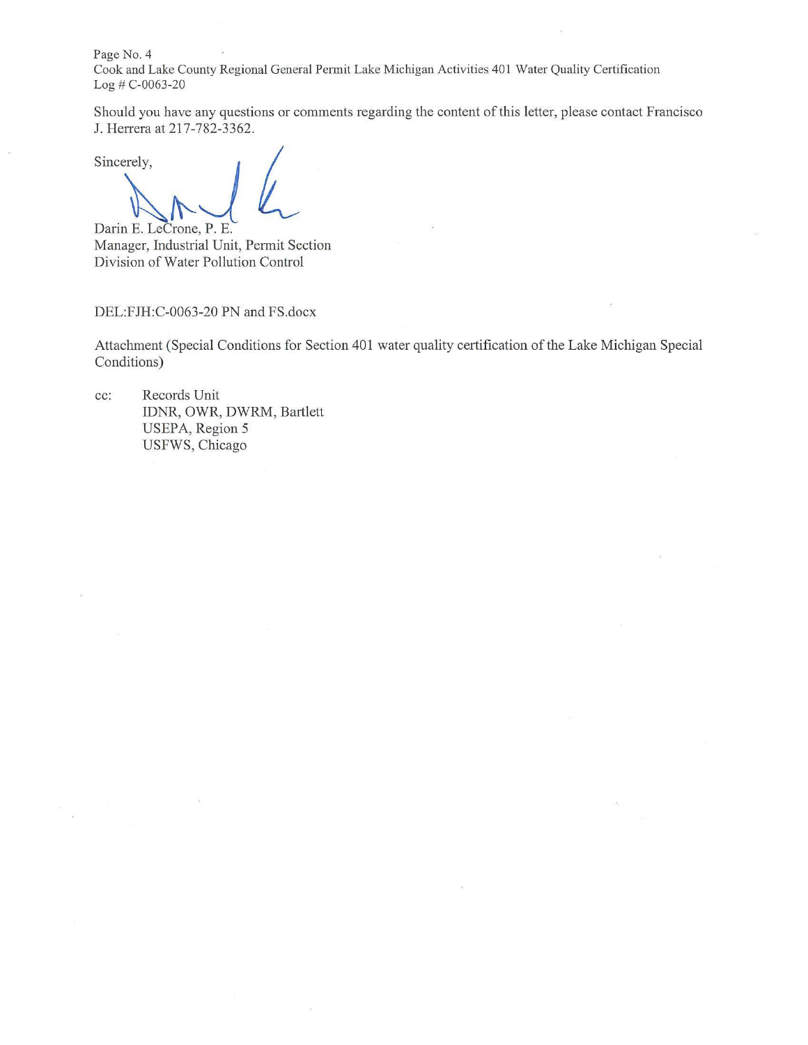Should you have any questions or comments regarding the content of this letter, please contact Francisco J. Herrera at 217-782-3362.

Sincerely,

Darin E. LeCrone, P. E.
Manager, Industrial Unit, Permit Section
Division of Water Pollution Control

DEL:FJH:C-0063-20 PN and FS.docx

Attachment (Special Conditions for Section 401 water quality certification of the Lake Michigan Special Conditions)

cc: Records Unit
IDNR, OWR, DWRM, Bartlett
USEPA, Region 5
USFWS, Chicago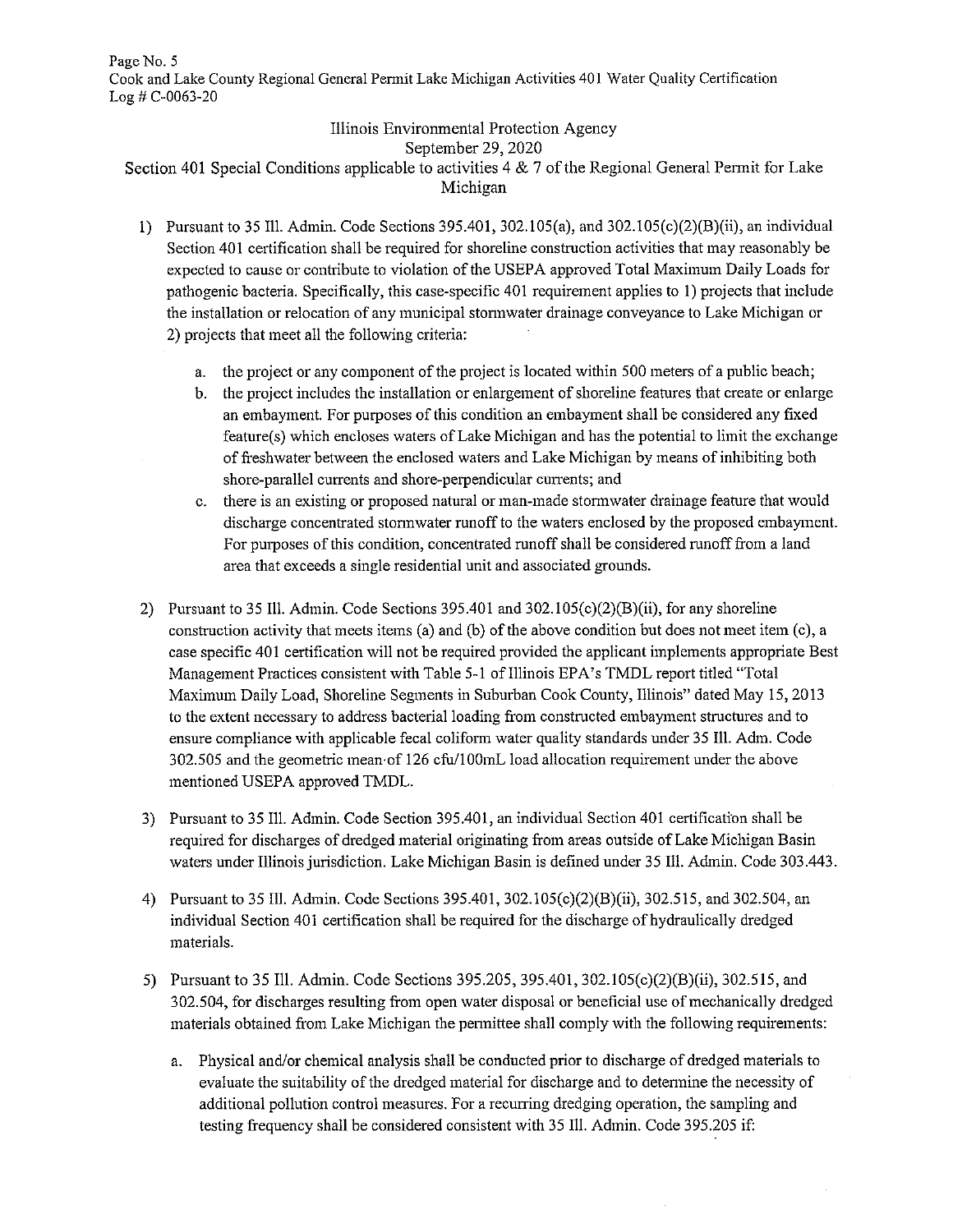Illinois Environmental Protection Agency
September 29, 2020
Section 401 Special Conditions applicable to activities 4 & 7 of the Regional General Permit for Lake Michigan

1) Pursuant to 35 Ill. Admin. Code Sections 395.401, 302.105(a), and 302.105(c)(2)(B)(ii), an individual Section 401 certification shall be required for shoreline construction activities that may reasonably be expected to cause or contribute to violation of the USEPA approved Total Maximum Daily Loads for pathogenic bacteria. Specifically, this case-specific 401 requirement applies to 1) projects that include the installation or relocation of any municipal stormwater drainage conveyance to Lake Michigan or 2) projects that meet all the following criteria:

   a. the project or any component of the project is located within 500 meters of a public beach;
   b. the project includes the installation or enlargement of shoreline features that create or enlarge an embayment. For purposes of this condition an embayment shall be considered any fixed feature(s) which encloses waters of Lake Michigan and has the potential to limit the exchange of freshwater between the enclosed waters and Lake Michigan by means of inhibiting both shore-parallel currents and shore-perpendicular currents; and
   c. there is an existing or proposed natural or man-made stormwater drainage feature that would discharge concentrated stormwater runoff to the waters enclosed by the proposed embayment. For purposes of this condition, concentrated runoff shall be considered runoff from a land area that exceeds a single residential unit and associated grounds.

2) Pursuant to 35 Ill. Admin. Code Sections 395.401 and 302.105(c)(2)(B)(ii), for any shoreline construction activity that meets items (a) and (b) of the above condition but does not meet item (c), a case specific 401 certification will not be required provided the applicant implements appropriate Best Management Practices consistent with Table 5-1 of Illinois EPA's TMDL report titled "Total Maximum Daily Load, Shoreline Segments in Suburban Cook County, Illinois" dated May 15, 2013 to the extent necessary to address bacterial loading from constructed embayment structures and to ensure compliance with applicable fecal coliform water quality standards under 35 Ill. Adm. Code 302.505 and the geometric mean of 126 cfu/100mL load allocation requirement under the above mentioned USEPA approved TMDL.

3) Pursuant to 35 Ill. Admin. Code Section 395.401, an individual Section 401 certification shall be required for discharges of dredged material originating from areas outside of Lake Michigan Basin waters under Illinois jurisdiction. Lake Michigan Basin is defined under 35 Ill. Admin. Code 303.443.

4) Pursuant to 35 Ill. Admin. Code Sections 395.401, 302.105(c)(2)(B)(ii), 302.515, and 302.504, an individual Section 401 certification shall be required for the discharge of hydraulically dredged materials.

5) Pursuant to 35 Ill. Admin. Code Sections 395.205, 395.401, 302.105(c)(2)(B)(ii), 302.515, and 302.504, for discharges resulting from open water disposal or beneficial use of mechanically dredged materials obtained from Lake Michigan the permittee shall comply with the following requirements:

   a. Physical and/or chemical analysis shall be conducted prior to discharge of dredged materials to evaluate the suitability of the dredged material for discharge and to determine the necessity of additional pollution control measures. For a recurring dredging operation, the sampling and testing frequency shall be considered consistent with 35 Ill. Admin. Code 395.205 if: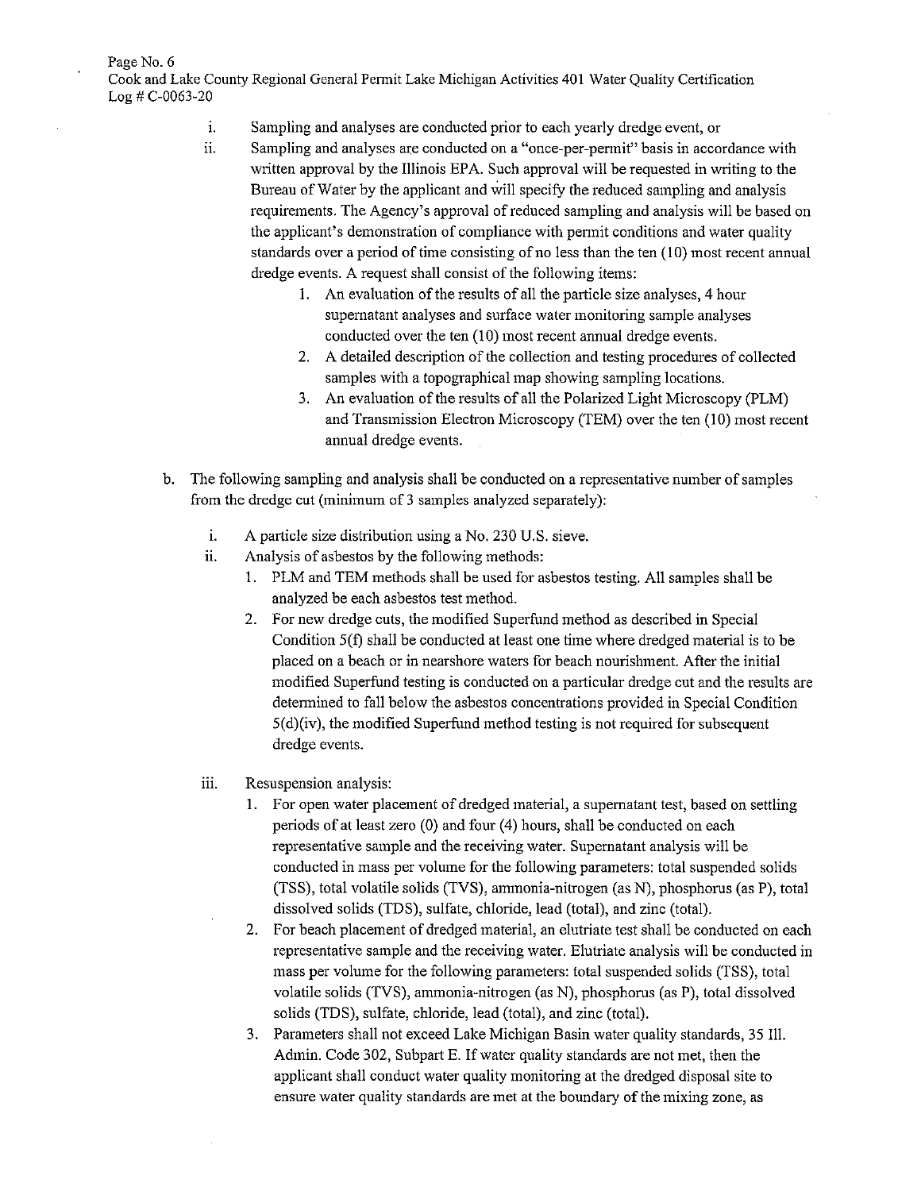i. Sampling and analyses are conducted prior to each yearly dredge event, or

ii. Sampling and analyses are conducted on a "once-per-permit" basis in accordance with written approval by the Illinois EPA. Such approval will be requested in writing to the Bureau of Water by the applicant and will specify the reduced sampling and analysis requirements. The Agency's approval of reduced sampling and analysis will be based on the applicant's demonstration of compliance with permit conditions and water quality standards over a period of time consisting of no less than the ten (10) most recent annual dredge events. A request shall consist of the following items:

   1. An evaluation of the results of all the particle size analyses, 4 hour supernatant analyses and surface water monitoring sample analyses conducted over the ten (10) most recent annual dredge events.
   2. A detailed description of the collection and testing procedures of collected samples with a topographical map showing sampling locations.
   3. An evaluation of the results of all the Polarized Light Microscopy (PLM) and Transmission Electron Microscopy (TEM) over the ten (10) most recent annual dredge events.

b. The following sampling and analysis shall be conducted on a representative number of samples from the dredge cut (minimum of 3 samples analyzed separately):

   i. A particle size distribution using a No. 230 U.S. sieve.

   ii. Analysis of asbestos by the following methods:

      1. PLM and TEM methods shall be used for asbestos testing. All samples shall be analyzed be each asbestos test method.
      2. For new dredge cuts, the modified Superfund method as described in Special Condition 5(f) shall be conducted at least one time where dredged material is to be placed on a beach or in nearshore waters for beach nourishment. After the initial modified Superfund testing is conducted on a particular dredge cut and the results are determined to fall below the asbestos concentrations provided in Special Condition 5(d)(iv), the modified Superfund method testing is not required for subsequent dredge events.

   iii. Resuspension analysis:

      1. For open water placement of dredged material, a supernatant test, based on settling periods of at least zero (0) and four (4) hours, shall be conducted on each representative sample and the receiving water. Supernatant analysis will be conducted in mass per volume for the following parameters: total suspended solids (TSS), total volatile solids (TVS), ammonia-nitrogen (as N), phosphorus (as P), total dissolved solids (TDS), sulfate, chloride, lead (total), and zinc (total).
      2. For beach placement of dredged material, an elutriate test shall be conducted on each representative sample and the receiving water. Elutriate analysis will be conducted in mass per volume for the following parameters: total suspended solids (TSS), total volatile solids (TVS), ammonia-nitrogen (as N), phosphorus (as P), total dissolved solids (TDS), sulfate, chloride, lead (total), and zinc (total).
      3. Parameters shall not exceed Lake Michigan Basin water quality standards, 35 Ill. Admin. Code 302, Subpart E. If water quality standards are not met, then the applicant shall conduct water quality monitoring at the dredged disposal site to ensure water quality standards are met at the boundary of the mixing zone, as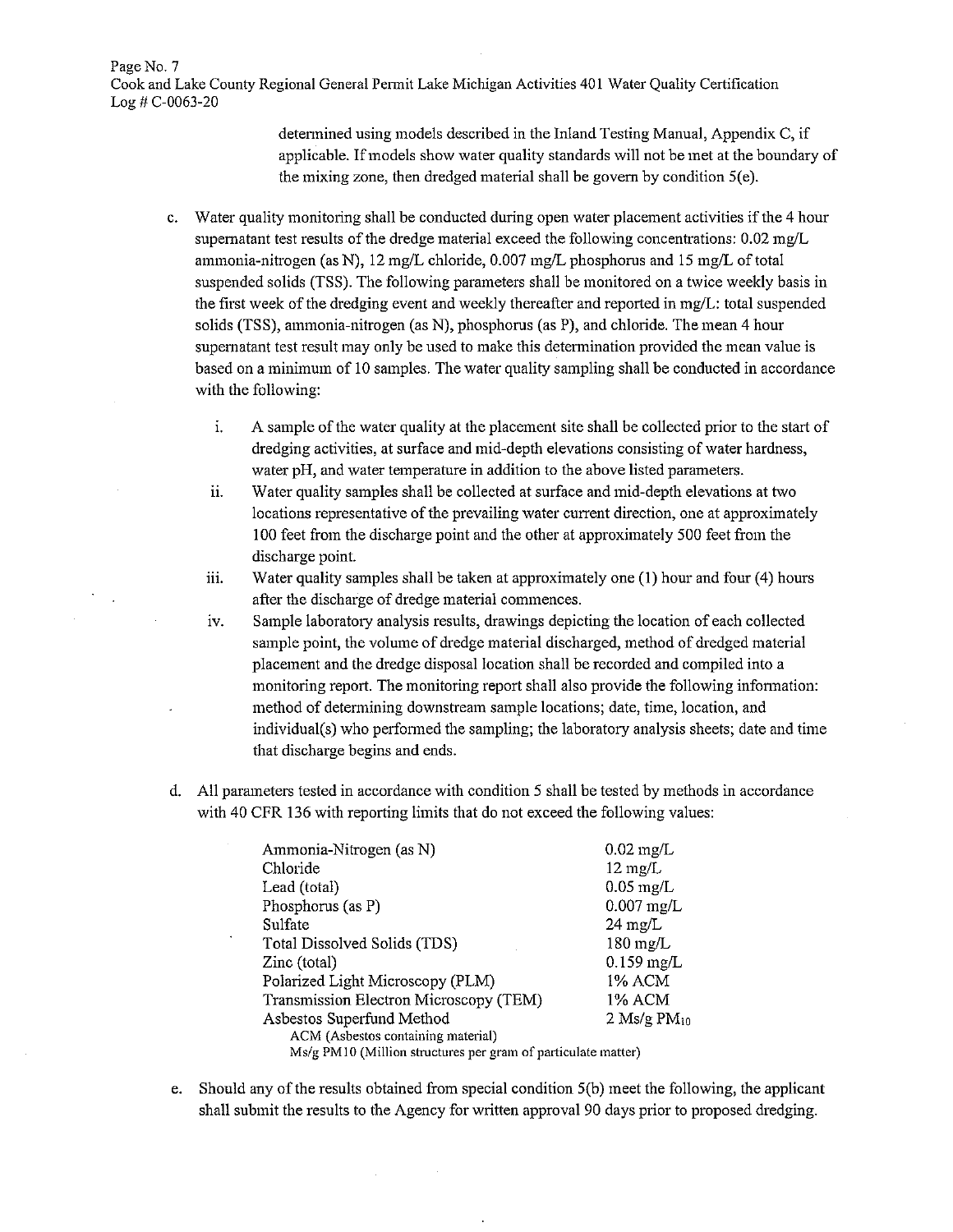determined using models described in the Inland Testing Manual, Appendix C, if applicable. If models show water quality standards will not be met at the boundary of the mixing zone, then dredged material shall be govern by condition 5(e).

c. Water quality monitoring shall be conducted during open water placement activities if the 4 hour supernatant test results of the dredge material exceed the following concentrations: 0.02 mg/L ammonia-nitrogen (as N), 12 mg/L chloride, 0.007 mg/L phosphorus and 15 mg/L of total suspended solids (TSS). The following parameters shall be monitored on a twice weekly basis in the first week of the dredging event and weekly thereafter and reported in mg/L: total suspended solids (TSS), ammonia-nitrogen (as N), phosphorus (as P), and chloride. The mean 4 hour supernatant test result may only be used to make this determination provided the mean value is based on a minimum of 10 samples. The water quality sampling shall be conducted in accordance with the following:

   i. A sample of the water quality at the placement site shall be collected prior to the start of dredging activities, at surface and mid-depth elevations consisting of water hardness, water pH, and water temperature in addition to the above listed parameters.
   ii. Water quality samples shall be collected at surface and mid-depth elevations at two locations representative of the prevailing water current direction, one at approximately 100 feet from the discharge point and the other at approximately 500 feet from the discharge point.
   iii. Water quality samples shall be taken at approximately one (1) hour and four (4) hours after the discharge of dredge material commences.
   iv. Sample laboratory analysis results, drawings depicting the location of each collected sample point, the volume of dredge material discharged, method of dredged material placement and the dredge disposal location shall be recorded and compiled into a monitoring report. The monitoring report shall also provide the following information: method of determining downstream sample locations; date, time, location, and individual(s) who performed the sampling; the laboratory analysis sheets; date and time that discharge begins and ends.

d. All parameters tested in accordance with condition 5 shall be tested by methods in accordance with 40 CFR 136 with reporting limits that do not exceed the following values:

| Parameter | Reporting Limit |
|---|---|
| Ammonia-Nitrogen (as N) | 0.02 mg/L |
| Chloride | 12 mg/L |
| Lead (total) | 0.05 mg/L |
| Phosphorus (as P) | 0.007 mg/L |
| Sulfate | 24 mg/L |
| Total Dissolved Solids (TDS) | 180 mg/L |
| Zinc (total) | 0.159 mg/L |
| Polarized Light Microscopy (PLM) | 1% ACM |
| Transmission Electron Microscopy (TEM) | 1% ACM |
| Asbestos Superfund Method | 2 Ms/g $PM_{10}$ |

ACM (Asbestos containing material)
Ms/g PM10 (Million structures per gram of particulate matter)

e. Should any of the results obtained from special condition 5(b) meet the following, the applicant shall submit the results to the Agency for written approval 90 days prior to proposed dredging.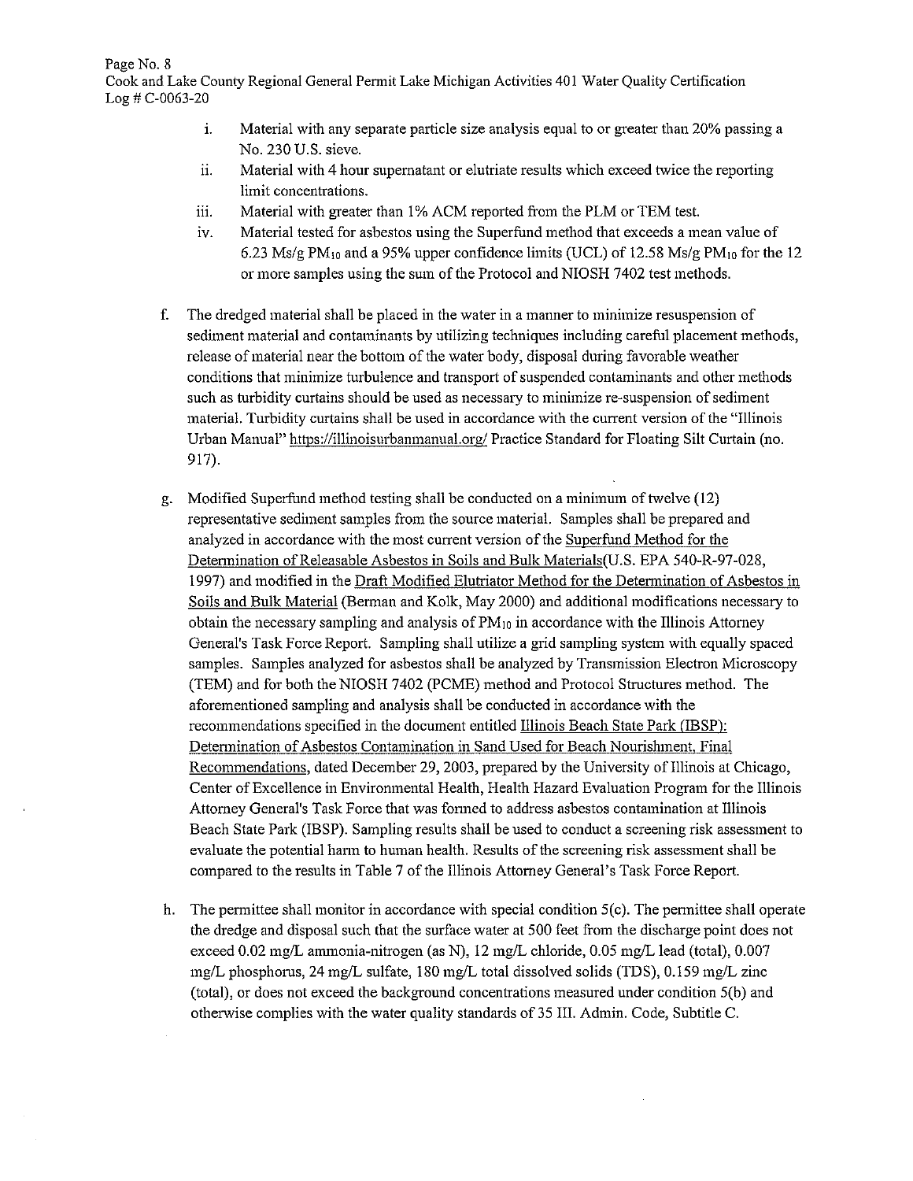i. Material with any separate particle size analysis equal to or greater than 20% passing a No. 230 U.S. sieve.

ii. Material with 4 hour supernatant or elutriate results which exceed twice the reporting limit concentrations.

iii. Material with greater than 1% ACM reported from the PLM or TEM test.

iv. Material tested for asbestos using the Superfund method that exceeds a mean value of 6.23 Ms/g $PM_{10}$ and a 95% upper confidence limits (UCL) of 12.58 Ms/g $PM_{10}$ for the 12 or more samples using the sum of the Protocol and NIOSH 7402 test methods.

f. The dredged material shall be placed in the water in a manner to minimize resuspension of sediment material and contaminants by utilizing techniques including careful placement methods, release of material near the bottom of the water body, disposal during favorable weather conditions that minimize turbulence and transport of suspended contaminants and other methods such as turbidity curtains should be used as necessary to minimize re-suspension of sediment material. Turbidity curtains shall be used in accordance with the current version of the "Illinois Urban Manual" https://illinoisurbanmanual.org/ Practice Standard for Floating Silt Curtain (no. 917).

g. Modified Superfund method testing shall be conducted on a minimum of twelve (12) representative sediment samples from the source material. Samples shall be prepared and analyzed in accordance with the most current version of the Superfund Method for the Determination of Releasable Asbestos in Soils and Bulk Materials(U.S. EPA 540-R-97-028, 1997) and modified in the Draft Modified Elutriator Method for the Determination of Asbestos in Soils and Bulk Material (Berman and Kolk, May 2000) and additional modifications necessary to obtain the necessary sampling and analysis of $PM_{10}$ in accordance with the Illinois Attorney General's Task Force Report. Sampling shall utilize a grid sampling system with equally spaced samples. Samples analyzed for asbestos shall be analyzed by Transmission Electron Microscopy (TEM) and for both the NIOSH 7402 (PCME) method and Protocol Structures method. The aforementioned sampling and analysis shall be conducted in accordance with the recommendations specified in the document entitled Illinois Beach State Park (IBSP): Determination of Asbestos Contamination in Sand Used for Beach Nourishment, Final Recommendations, dated December 29, 2003, prepared by the University of Illinois at Chicago, Center of Excellence in Environmental Health, Health Hazard Evaluation Program for the Illinois Attorney General's Task Force that was formed to address asbestos contamination at Illinois Beach State Park (IBSP). Sampling results shall be used to conduct a screening risk assessment to evaluate the potential harm to human health. Results of the screening risk assessment shall be compared to the results in Table 7 of the Illinois Attorney General's Task Force Report.

h. The permittee shall monitor in accordance with special condition 5(c). The permittee shall operate the dredge and disposal such that the surface water at 500 feet from the discharge point does not exceed 0.02 mg/L ammonia-nitrogen (as N), 12 mg/L chloride, 0.05 mg/L lead (total), 0.007 mg/L phosphorus, 24 mg/L sulfate, 180 mg/L total dissolved solids (TDS), 0.159 mg/L zinc (total), or does not exceed the background concentrations measured under condition 5(b) and otherwise complies with the water quality standards of 35 Ill. Admin. Code, Subtitle C.